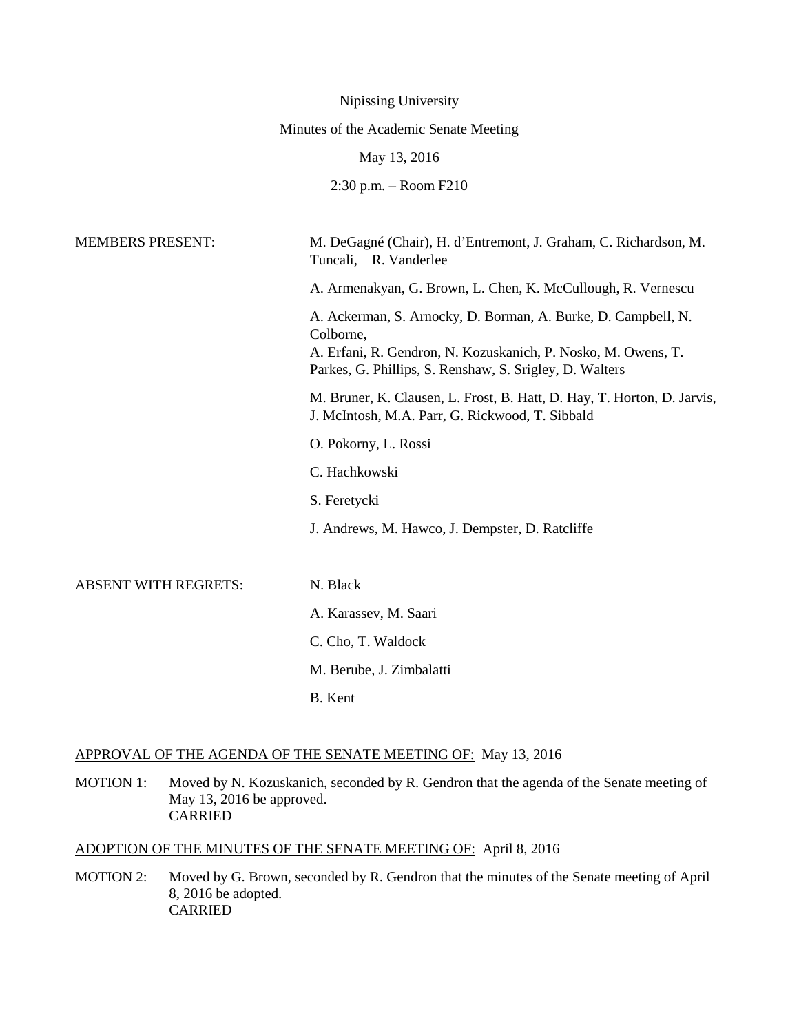Nipissing University

Minutes of the Academic Senate Meeting

May 13, 2016

2:30 p.m. – Room F210

MEMBERS PRESENT:

M. DeGagné (Chair), H. d'Entremont, J. Graham, C. Richardson, M. Tuncali, R. Vanderlee

A. Armenakyan, G. Brown, L. Chen, K. McCullough, R. Vernescu

A. Ackerman, S. Arnocky, D. Borman, A. Burke, D. Campbell, N. Colborne,
A. Erfani, R. Gendron, N. Kozuskanich, P. Nosko, M. Owens, T. Parkes, G. Phillips, S. Renshaw, S. Srigley, D. Walters

M. Bruner, K. Clausen, L. Frost, B. Hatt, D. Hay, T. Horton, D. Jarvis, J. McIntosh, M.A. Parr, G. Rickwood, T. Sibbald

O. Pokorny, L. Rossi

C. Hachkowski

S. Feretycki

J. Andrews, M. Hawco, J. Dempster, D. Ratcliffe

ABSENT WITH REGRETS:

N. Black

A. Karassev, M. Saari

C. Cho, T. Waldock

M. Berube, J. Zimbalatti

B. Kent

APPROVAL OF THE AGENDA OF THE SENATE MEETING OF: May 13, 2016

MOTION 1: Moved by N. Kozuskanich, seconded by R. Gendron that the agenda of the Senate meeting of May 13, 2016 be approved.
CARRIED

ADOPTION OF THE MINUTES OF THE SENATE MEETING OF: April 8, 2016

MOTION 2: Moved by G. Brown, seconded by R. Gendron that the minutes of the Senate meeting of April 8, 2016 be adopted.
CARRIED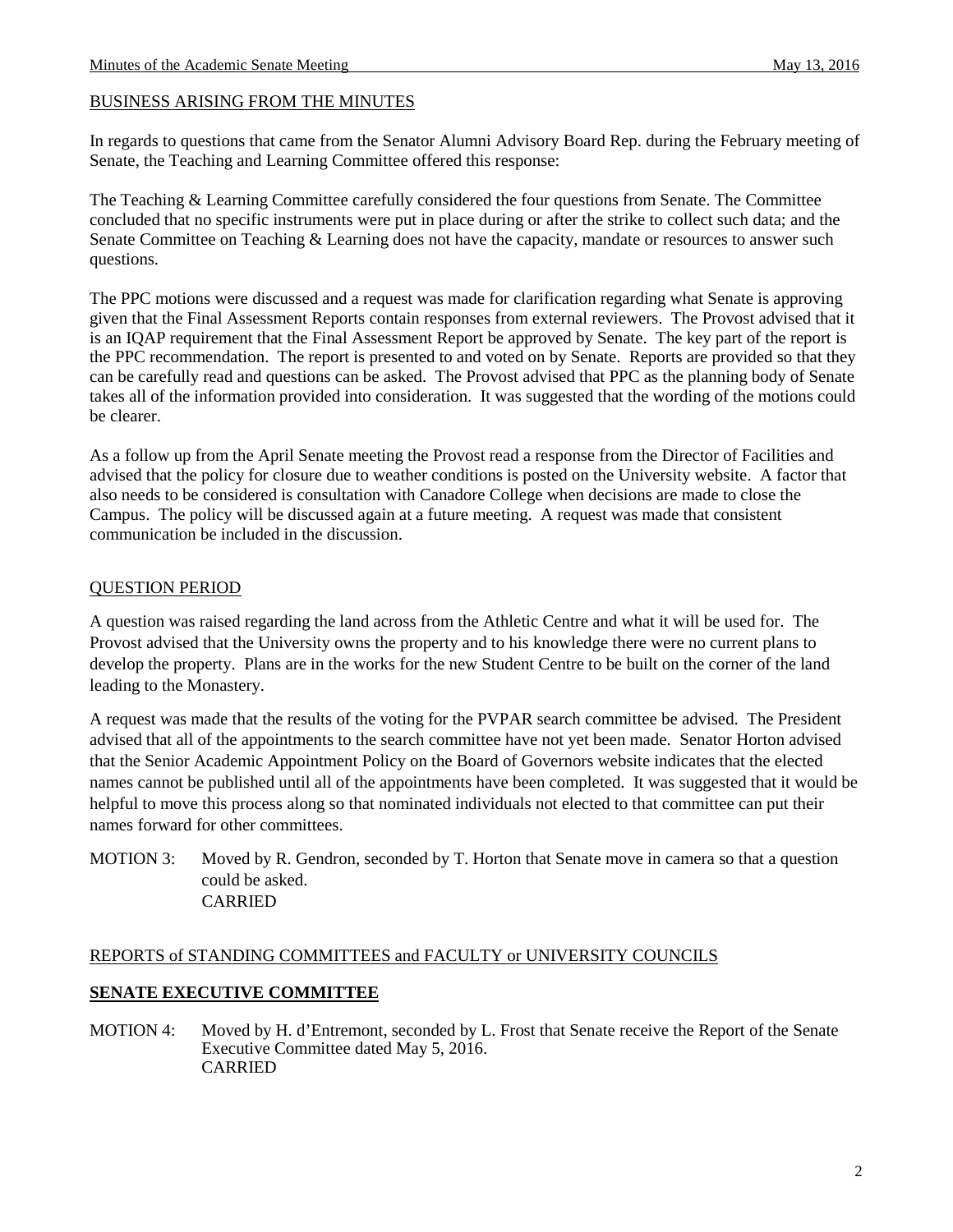## BUSINESS ARISING FROM THE MINUTES

In regards to questions that came from the Senator Alumni Advisory Board Rep. during the February meeting of Senate, the Teaching and Learning Committee offered this response:

The Teaching & Learning Committee carefully considered the four questions from Senate. The Committee concluded that no specific instruments were put in place during or after the strike to collect such data; and the Senate Committee on Teaching & Learning does not have the capacity, mandate or resources to answer such questions.

The PPC motions were discussed and a request was made for clarification regarding what Senate is approving given that the Final Assessment Reports contain responses from external reviewers. The Provost advised that it is an IQAP requirement that the Final Assessment Report be approved by Senate. The key part of the report is the PPC recommendation. The report is presented to and voted on by Senate. Reports are provided so that they can be carefully read and questions can be asked. The Provost advised that PPC as the planning body of Senate takes all of the information provided into consideration. It was suggested that the wording of the motions could be clearer.

As a follow up from the April Senate meeting the Provost read a response from the Director of Facilities and advised that the policy for closure due to weather conditions is posted on the University website. A factor that also needs to be considered is consultation with Canadore College when decisions are made to close the Campus. The policy will be discussed again at a future meeting. A request was made that consistent communication be included in the discussion.

## QUESTION PERIOD

A question was raised regarding the land across from the Athletic Centre and what it will be used for. The Provost advised that the University owns the property and to his knowledge there were no current plans to develop the property. Plans are in the works for the new Student Centre to be built on the corner of the land leading to the Monastery.

A request was made that the results of the voting for the PVPAR search committee be advised. The President advised that all of the appointments to the search committee have not yet been made. Senator Horton advised that the Senior Academic Appointment Policy on the Board of Governors website indicates that the elected names cannot be published until all of the appointments have been completed. It was suggested that it would be helpful to move this process along so that nominated individuals not elected to that committee can put their names forward for other committees.

MOTION 3: Moved by R. Gendron, seconded by T. Horton that Senate move in camera so that a question could be asked.
CARRIED

## REPORTS of STANDING COMMITTEES and FACULTY or UNIVERSITY COUNCILS

### SENATE EXECUTIVE COMMITTEE

MOTION 4: Moved by H. d'Entremont, seconded by L. Frost that Senate receive the Report of the Senate Executive Committee dated May 5, 2016.
CARRIED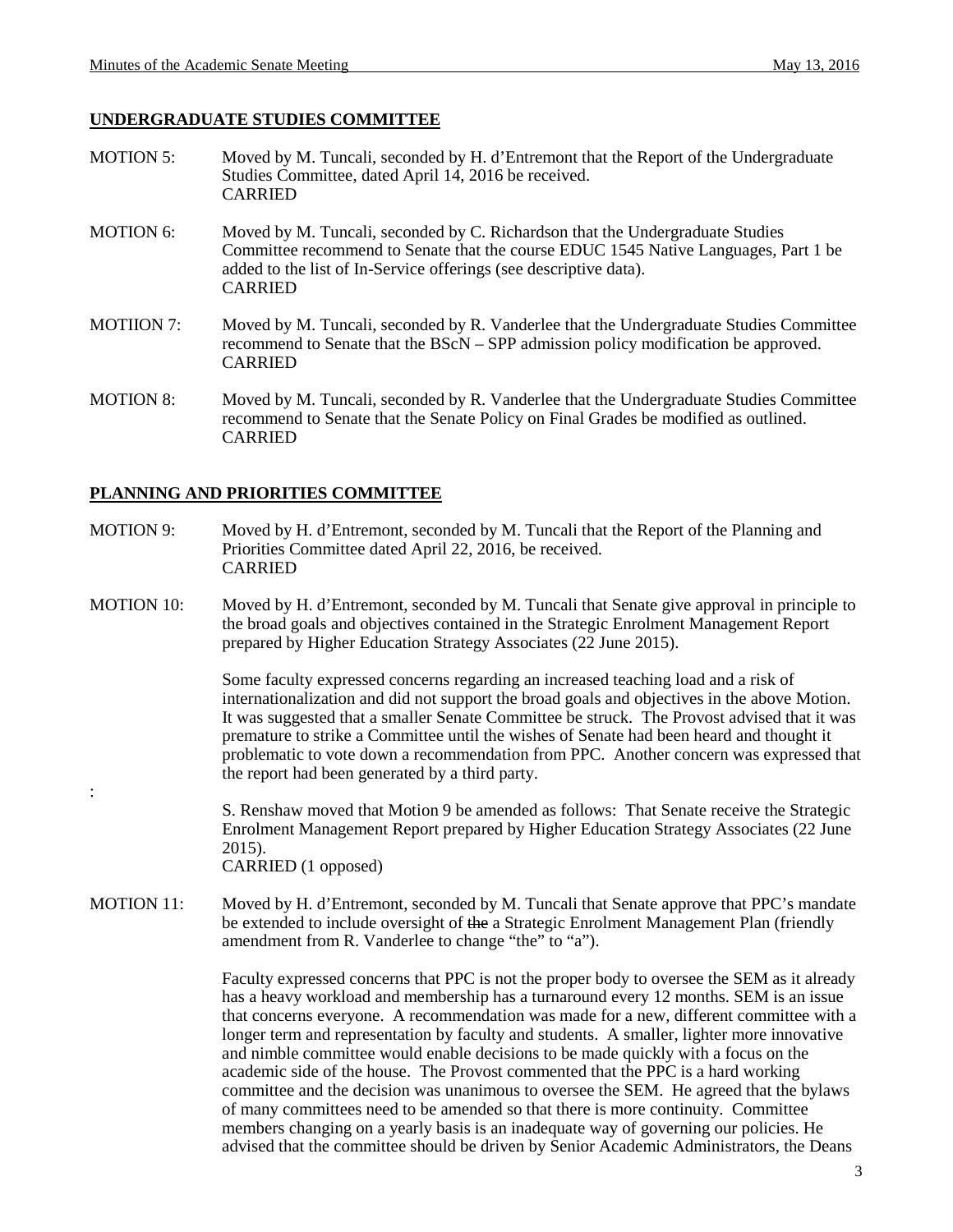## UNDERGRADUATE STUDIES COMMITTEE

MOTION 5: Moved by M. Tuncali, seconded by H. d'Entremont that the Report of the Undergraduate Studies Committee, dated April 14, 2016 be received.
CARRIED

MOTION 6: Moved by M. Tuncali, seconded by C. Richardson that the Undergraduate Studies Committee recommend to Senate that the course EDUC 1545 Native Languages, Part 1 be added to the list of In-Service offerings (see descriptive data).
CARRIED

MOTIION 7: Moved by M. Tuncali, seconded by R. Vanderlee that the Undergraduate Studies Committee recommend to Senate that the BScN – SPP admission policy modification be approved.
CARRIED

MOTION 8: Moved by M. Tuncali, seconded by R. Vanderlee that the Undergraduate Studies Committee recommend to Senate that the Senate Policy on Final Grades be modified as outlined.
CARRIED

## PLANNING AND PRIORITIES COMMITTEE

MOTION 9: Moved by H. d'Entremont, seconded by M. Tuncali that the Report of the Planning and Priorities Committee dated April 22, 2016, be received.
CARRIED

MOTION 10: Moved by H. d'Entremont, seconded by M. Tuncali that Senate give approval in principle to the broad goals and objectives contained in the Strategic Enrolment Management Report prepared by Higher Education Strategy Associates (22 June 2015).

Some faculty expressed concerns regarding an increased teaching load and a risk of internationalization and did not support the broad goals and objectives in the above Motion. It was suggested that a smaller Senate Committee be struck. The Provost advised that it was premature to strike a Committee until the wishes of Senate had been heard and thought it problematic to vote down a recommendation from PPC. Another concern was expressed that the report had been generated by a third party.

:

S. Renshaw moved that Motion 9 be amended as follows: That Senate receive the Strategic Enrolment Management Report prepared by Higher Education Strategy Associates (22 June 2015).
CARRIED (1 opposed)

MOTION 11: Moved by H. d'Entremont, seconded by M. Tuncali that Senate approve that PPC's mandate be extended to include oversight of ~~the~~ a Strategic Enrolment Management Plan (friendly amendment from R. Vanderlee to change "the" to "a").

Faculty expressed concerns that PPC is not the proper body to oversee the SEM as it already has a heavy workload and membership has a turnaround every 12 months. SEM is an issue that concerns everyone. A recommendation was made for a new, different committee with a longer term and representation by faculty and students. A smaller, lighter more innovative and nimble committee would enable decisions to be made quickly with a focus on the academic side of the house. The Provost commented that the PPC is a hard working committee and the decision was unanimous to oversee the SEM. He agreed that the bylaws of many committees need to be amended so that there is more continuity. Committee members changing on a yearly basis is an inadequate way of governing our policies. He advised that the committee should be driven by Senior Academic Administrators, the Deans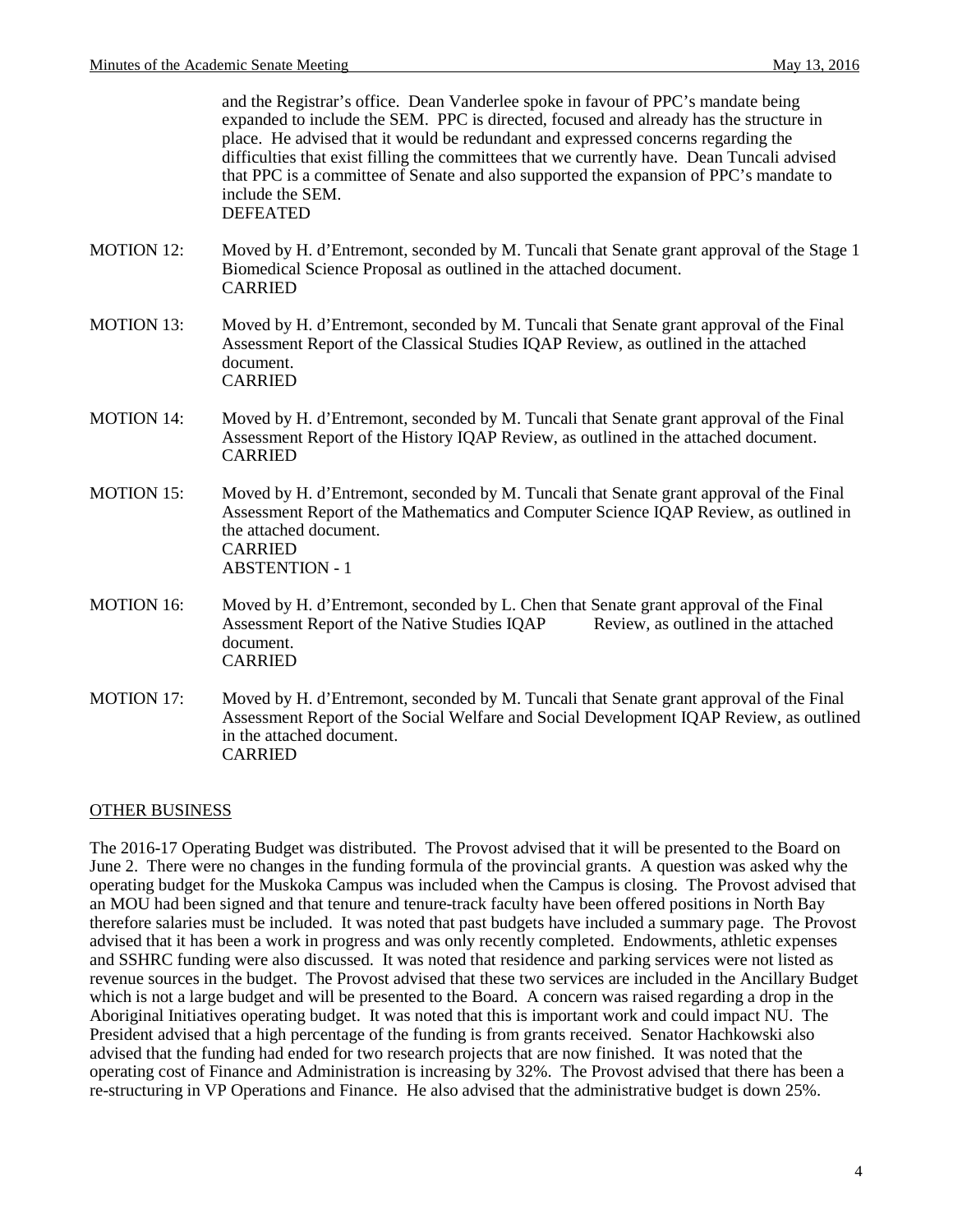and the Registrar's office. Dean Vanderlee spoke in favour of PPC's mandate being expanded to include the SEM. PPC is directed, focused and already has the structure in place. He advised that it would be redundant and expressed concerns regarding the difficulties that exist filling the committees that we currently have. Dean Tuncali advised that PPC is a committee of Senate and also supported the expansion of PPC's mandate to include the SEM.
DEFEATED

MOTION 12: Moved by H. d'Entremont, seconded by M. Tuncali that Senate grant approval of the Stage 1 Biomedical Science Proposal as outlined in the attached document.
CARRIED

MOTION 13: Moved by H. d'Entremont, seconded by M. Tuncali that Senate grant approval of the Final Assessment Report of the Classical Studies IQAP Review, as outlined in the attached document.
CARRIED

MOTION 14: Moved by H. d'Entremont, seconded by M. Tuncali that Senate grant approval of the Final Assessment Report of the History IQAP Review, as outlined in the attached document.
CARRIED

MOTION 15: Moved by H. d'Entremont, seconded by M. Tuncali that Senate grant approval of the Final Assessment Report of the Mathematics and Computer Science IQAP Review, as outlined in the attached document.
CARRIED
ABSTENTION - 1

MOTION 16: Moved by H. d'Entremont, seconded by L. Chen that Senate grant approval of the Final Assessment Report of the Native Studies IQAP Review, as outlined in the attached document.
CARRIED

MOTION 17: Moved by H. d'Entremont, seconded by M. Tuncali that Senate grant approval of the Final Assessment Report of the Social Welfare and Social Development IQAP Review, as outlined in the attached document.
CARRIED

## OTHER BUSINESS

The 2016-17 Operating Budget was distributed. The Provost advised that it will be presented to the Board on June 2. There were no changes in the funding formula of the provincial grants. A question was asked why the operating budget for the Muskoka Campus was included when the Campus is closing. The Provost advised that an MOU had been signed and that tenure and tenure-track faculty have been offered positions in North Bay therefore salaries must be included. It was noted that past budgets have included a summary page. The Provost advised that it has been a work in progress and was only recently completed. Endowments, athletic expenses and SSHRC funding were also discussed. It was noted that residence and parking services were not listed as revenue sources in the budget. The Provost advised that these two services are included in the Ancillary Budget which is not a large budget and will be presented to the Board. A concern was raised regarding a drop in the Aboriginal Initiatives operating budget. It was noted that this is important work and could impact NU. The President advised that a high percentage of the funding is from grants received. Senator Hachkowski also advised that the funding had ended for two research projects that are now finished. It was noted that the operating cost of Finance and Administration is increasing by 32%. The Provost advised that there has been a re-structuring in VP Operations and Finance. He also advised that the administrative budget is down 25%.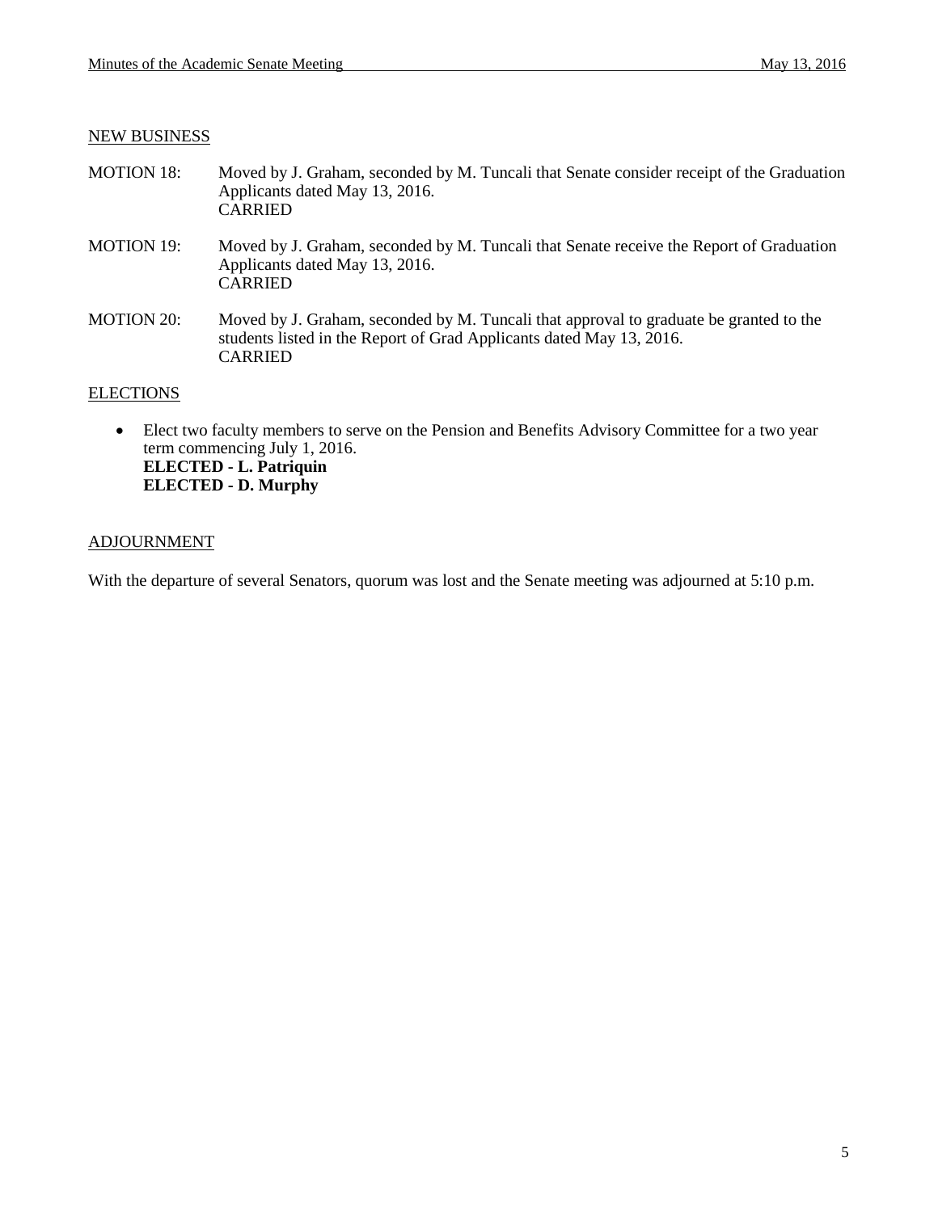## NEW BUSINESS

MOTION 18: Moved by J. Graham, seconded by M. Tuncali that Senate consider receipt of the Graduation Applicants dated May 13, 2016.
CARRIED

MOTION 19: Moved by J. Graham, seconded by M. Tuncali that Senate receive the Report of Graduation Applicants dated May 13, 2016.
CARRIED

MOTION 20: Moved by J. Graham, seconded by M. Tuncali that approval to graduate be granted to the students listed in the Report of Grad Applicants dated May 13, 2016.
CARRIED

## ELECTIONS

- Elect two faculty members to serve on the Pension and Benefits Advisory Committee for a two year term commencing July 1, 2016.
  **ELECTED - L. Patriquin**
  **ELECTED - D. Murphy**

## ADJOURNMENT

With the departure of several Senators, quorum was lost and the Senate meeting was adjourned at 5:10 p.m.